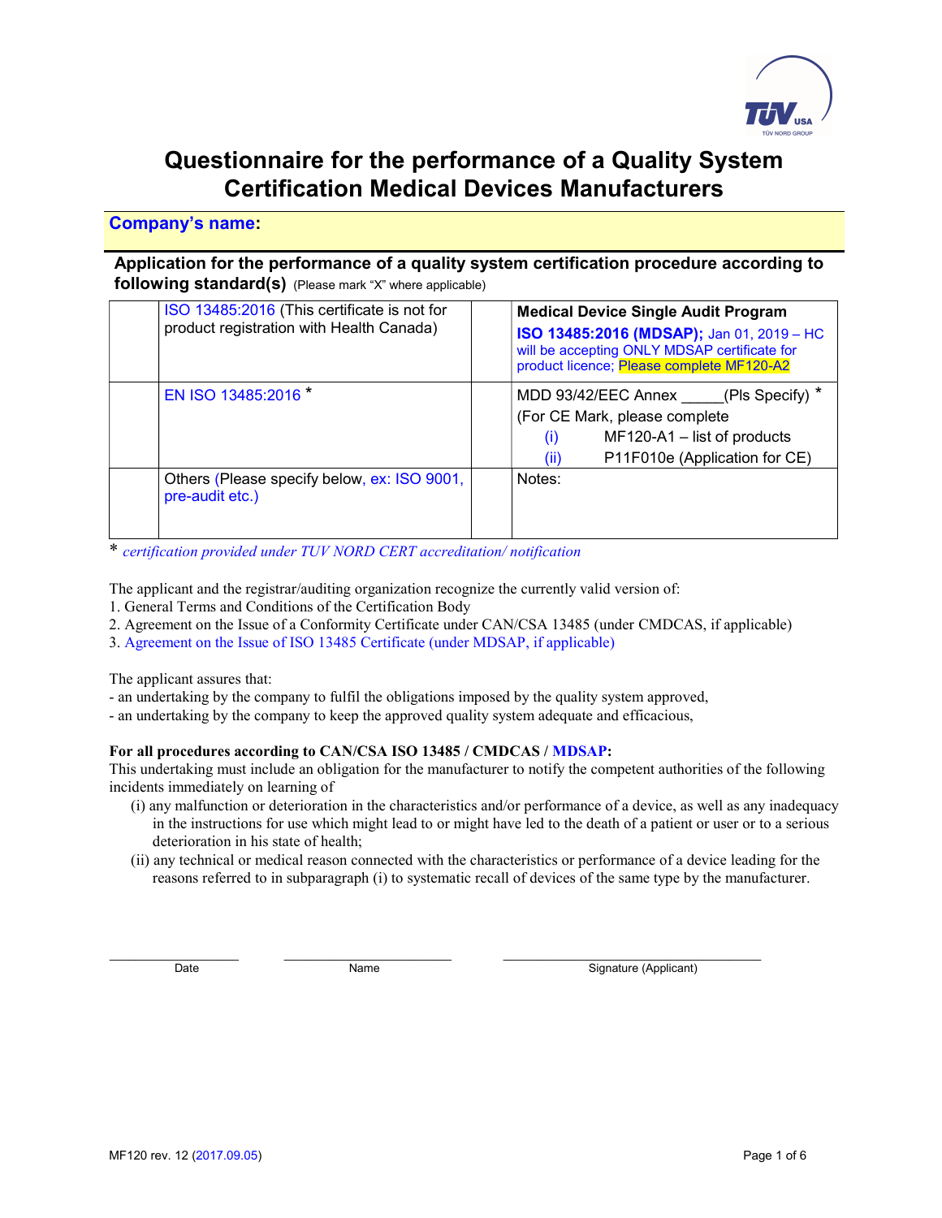# Questionnaire for the performance of a Quality System Certification Medical Devices Manufacturers

**Company's name:**

**Application for the performance of a quality system certification procedure according to following standard(s)** (Please mark "X" where applicable)

| | | | |
|---|---|---|---|
| | ISO 13485:2016 (This certificate is not for product registration with Health Canada) | | **Medical Device Single Audit Program** **ISO 13485:2016 (MDSAP);** Jan 01, 2019 – HC will be accepting ONLY MDSAP certificate for product licence; Please complete MF120-A2 |
| | EN ISO 13485:2016 * | | MDD 93/42/EEC Annex _____(Pls Specify) * (For CE Mark, please complete (i) MF120-A1 – list of products (ii) P11F010e (Application for CE) |
| | Others (Please specify below, ex: ISO 9001, pre-audit etc.) | | Notes: |

\* *certification provided under TUV NORD CERT accreditation/ notification*

The applicant and the registrar/auditing organization recognize the currently valid version of:

1. General Terms and Conditions of the Certification Body
2. Agreement on the Issue of a Conformity Certificate under CAN/CSA 13485 (under CMDCAS, if applicable)
3. Agreement on the Issue of ISO 13485 Certificate (under MDSAP, if applicable)

The applicant assures that:

- an undertaking by the company to fulfil the obligations imposed by the quality system approved,
- an undertaking by the company to keep the approved quality system adequate and efficacious,

**For all procedures according to CAN/CSA ISO 13485 / CMDCAS / MDSAP:**

This undertaking must include an obligation for the manufacturer to notify the competent authorities of the following incidents immediately on learning of

(i) any malfunction or deterioration in the characteristics and/or performance of a device, as well as any inadequacy in the instructions for use which might lead to or might have led to the death of a patient or user or to a serious deterioration in his state of health;

(ii) any technical or medical reason connected with the characteristics or performance of a device leading for the reasons referred to in subparagraph (i) to systematic recall of devices of the same type by the manufacturer.

| Date | Name | Signature (Applicant) |
|---|---|---|
| | | |

MF120 rev. 12 (2017.09.05)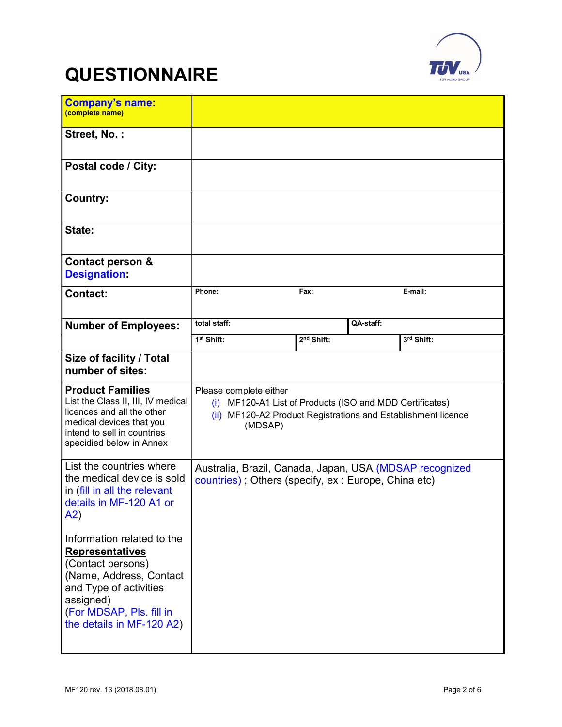# QUESTIONNAIRE

| | | | |
|---|---|---|---|
| **Company's name:** **(complete name)** | | | |
| **Street, No. :** | | | |
| **Postal code / City:** | | | |
| **Country:** | | | |
| **State:** | | | |
| **Contact person & Designation:** | | | |
| **Contact:** | **Phone:** | **Fax:** | **E-mail:** |
| **Number of Employees:** | **total staff:** | | **QA-staff:** |
| | **1st Shift:** | **2nd Shift:** | **3rd Shift:** |
| **Size of facility / Total number of sites:** | | | |
| **Product Families** List the Class II, III, IV medical licences and all the other medical devices that you intend to sell in countries specidied below in Annex | Please complete either (i) MF120-A1 List of Products (ISO and MDD Certificates) (ii) MF120-A2 Product Registrations and Establishment licence (MDSAP) | | |
| List the countries where the medical device is sold in (fill in all the relevant details in MF-120 A1 or A2) Information related to the **Representatives** (Contact persons) (Name, Address, Contact and Type of activities assigned) (For MDSAP, Pls. fill in the details in MF-120 A2) | Australia, Brazil, Canada, Japan, USA (MDSAP recognized countries) ; Others (specify, ex : Europe, China etc) | | |

MF120 rev. 13 (2018.08.01)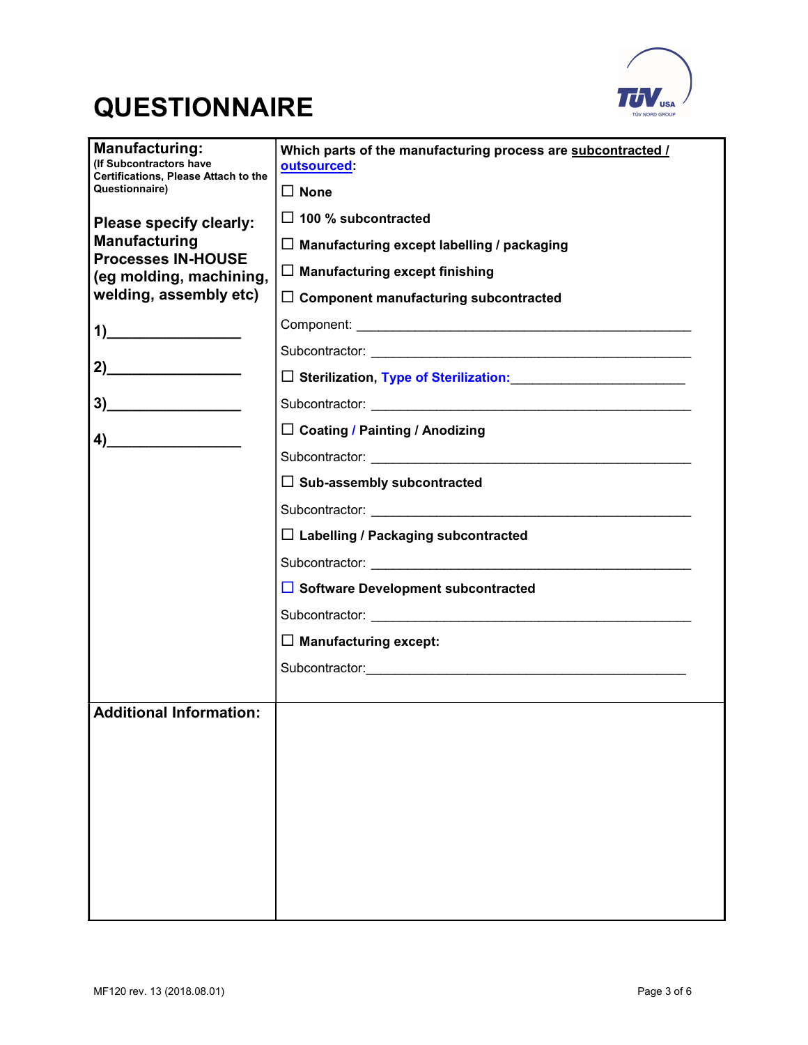# QUESTIONNAIRE

| **Manufacturing:** **(If Subcontractors have Certifications, Please Attach to the Questionnaire)**<br><br>**Please specify clearly: Manufacturing Processes IN-HOUSE (eg molding, machining, welding, assembly etc)**<br><br>**1)**________________<br><br>**2)**________________<br><br>**3)**________________<br><br>**4)**________________ | **Which parts of the manufacturing process are subcontracted / outsourced:**<br><br>☐ **None**<br><br>☐ **100 % subcontracted**<br><br>☐ **Manufacturing except labelling / packaging**<br><br>☐ **Manufacturing except finishing**<br><br>☐ **Component manufacturing subcontracted**<br><br>Component: ____________________________________________<br><br>Subcontractor: __________________________________________<br><br>☐ **Sterilization, Type of Sterilization:**_______________________<br><br>Subcontractor: __________________________________________<br><br>☐ **Coating / Painting / Anodizing**<br><br>Subcontractor: __________________________________________<br><br>☐ **Sub-assembly subcontracted**<br><br>Subcontractor: __________________________________________<br><br>☐ **Labelling / Packaging subcontracted**<br><br>Subcontractor: __________________________________________<br><br>☐ **Software Development subcontracted**<br><br>Subcontractor: __________________________________________<br><br>☐ **Manufacturing except:**<br><br>Subcontractor:___________________________________________ |
|---|---|
| **Additional Information:** | |

MF120 rev. 13 (2018.08.01)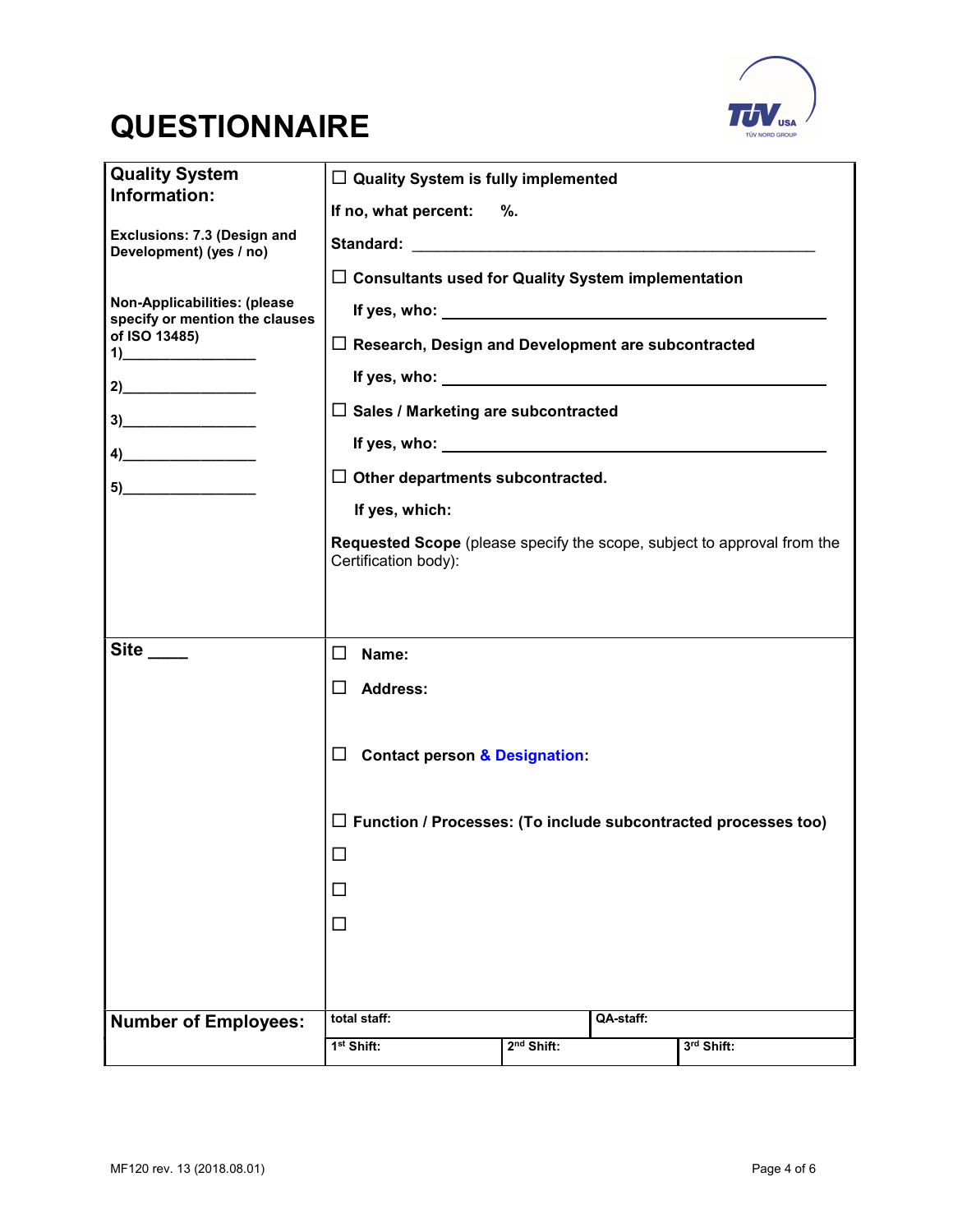# QUESTIONNAIRE

| **Quality System Information:**<br><br>**Exclusions: 7.3 (Design and Development) (yes / no)**<br><br>**Non-Applicabilities: (please specify or mention the clauses of ISO 13485)**<br>**1)\_\_\_\_\_\_\_\_\_\_\_\_\_\_\_\_\_**<br>**2)\_\_\_\_\_\_\_\_\_\_\_\_\_\_\_\_\_**<br>**3)\_\_\_\_\_\_\_\_\_\_\_\_\_\_\_\_\_**<br>**4)\_\_\_\_\_\_\_\_\_\_\_\_\_\_\_\_\_**<br>**5)\_\_\_\_\_\_\_\_\_\_\_\_\_\_\_\_\_** | ☐ **Quality System is fully implemented**<br>**If no, what percent: %.**<br>**Standard: \_\_\_\_\_\_\_\_\_\_\_\_\_\_\_\_\_\_\_\_\_\_\_\_\_\_\_\_\_\_\_\_\_\_\_\_\_\_\_\_\_\_\_\_\_\_\_\_**<br>☐ **Consultants used for Quality System implementation**<br>**If yes, who: \_\_\_\_\_\_\_\_\_\_\_\_\_\_\_\_\_\_\_\_\_\_\_\_\_\_\_\_\_\_\_\_\_\_\_\_\_\_\_\_\_\_\_\_\_**<br>☐ **Research, Design and Development are subcontracted**<br>**If yes, who: \_\_\_\_\_\_\_\_\_\_\_\_\_\_\_\_\_\_\_\_\_\_\_\_\_\_\_\_\_\_\_\_\_\_\_\_\_\_\_\_\_\_\_\_\_**<br>☐ **Sales / Marketing are subcontracted**<br>**If yes, who: \_\_\_\_\_\_\_\_\_\_\_\_\_\_\_\_\_\_\_\_\_\_\_\_\_\_\_\_\_\_\_\_\_\_\_\_\_\_\_\_\_\_\_\_\_**<br>☐ **Other departments subcontracted.**<br>**If yes, which:**<br>**Requested Scope** (please specify the scope, subject to approval from the Certification body): |
|---|---|
| **Site \_\_\_\_** | ☐ **Name:**<br>☐ **Address:**<br><br>☐ **Contact person & Designation:**<br><br>☐ **Function / Processes: (To include subcontracted processes too)**<br>☐<br>☐<br>☐ |

| **Number of Employees:** | total staff: | | QA-staff: |
|---|---|---|---|
| | 1st Shift: | 2nd Shift: | 3rd Shift: |

MF120 rev. 13 (2018.08.01)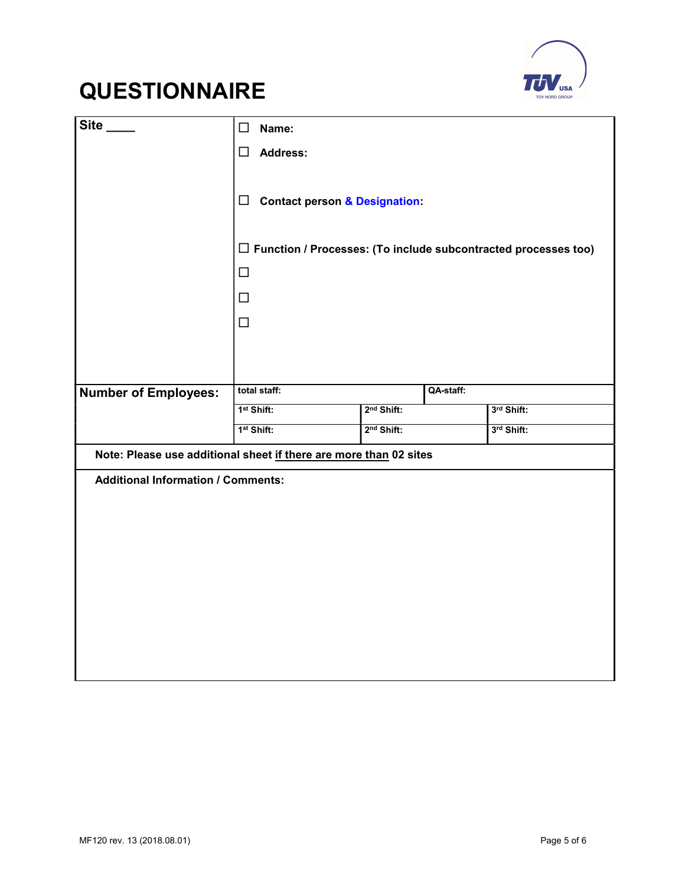# QUESTIONNAIRE

| Site ____ | ☐ Name:<br><br>☐ Address:<br><br>☐ Contact person & Designation:<br><br>☐ Function / Processes: (To include subcontracted processes too)<br>☐<br>☐<br>☐ | | |
|---|---|---|---|
| **Number of Employees:** | total staff: | | QA-staff: |
| | 1[st] Shift: | 2[nd] Shift: | 3[rd] Shift: |
| | 1[st] Shift: | 2[nd] Shift: | 3[rd] Shift: |

**Note: Please use additional sheet if there are more than 02 sites**

**Additional Information / Comments:**

MF120 rev. 13 (2018.08.01)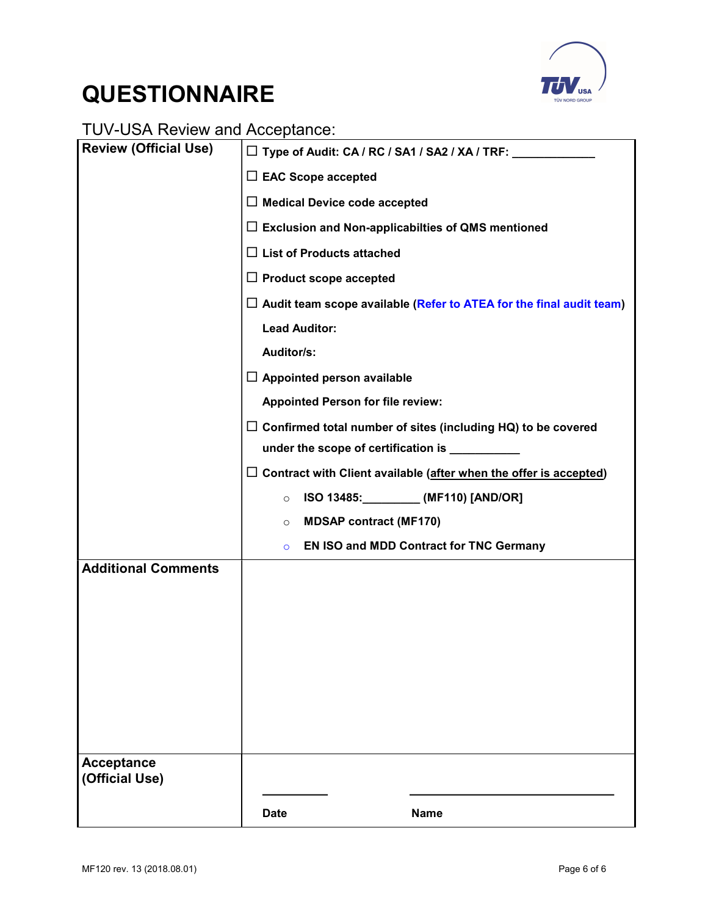# QUESTIONNAIRE

TUV-USA Review and Acceptance:

| | |
|---|---|
| **Review (Official Use)** | ☐ **Type of Audit: CA / RC / SA1 / SA2 / XA / TRF: \_\_\_\_\_\_\_\_\_\_\_\_**<br>☐ **EAC Scope accepted**<br>☐ **Medical Device code accepted**<br>☐ **Exclusion and Non-applicabilties of QMS mentioned**<br>☐ **List of Products attached**<br>☐ **Product scope accepted**<br>☐ **Audit team scope available (Refer to ATEA for the final audit team)**<br>**Lead Auditor:**<br>**Auditor/s:**<br>☐ **Appointed person available**<br>**Appointed Person for file review:**<br>☐ **Confirmed total number of sites (including HQ) to be covered under the scope of certification is \_\_\_\_\_\_\_\_\_\_\_**<br>☐ **Contract with Client available (after when the offer is accepted)**<br>○ **ISO 13485:\_\_\_\_\_\_\_\_\_ (MF110) [AND/OR]**<br>○ **MDSAP contract (MF170)**<br>○ **EN ISO and MDD Contract for TNC Germany** |
| **Additional Comments** | |
| **Acceptance (Official Use)** | \_\_\_\_\_\_\_\_\_\_ **Date** &nbsp;&nbsp;&nbsp;&nbsp; \_\_\_\_\_\_\_\_\_\_\_\_\_\_\_\_\_\_\_\_\_\_\_\_\_\_\_\_\_\_ **Name** |

MF120 rev. 13 (2018.08.01)